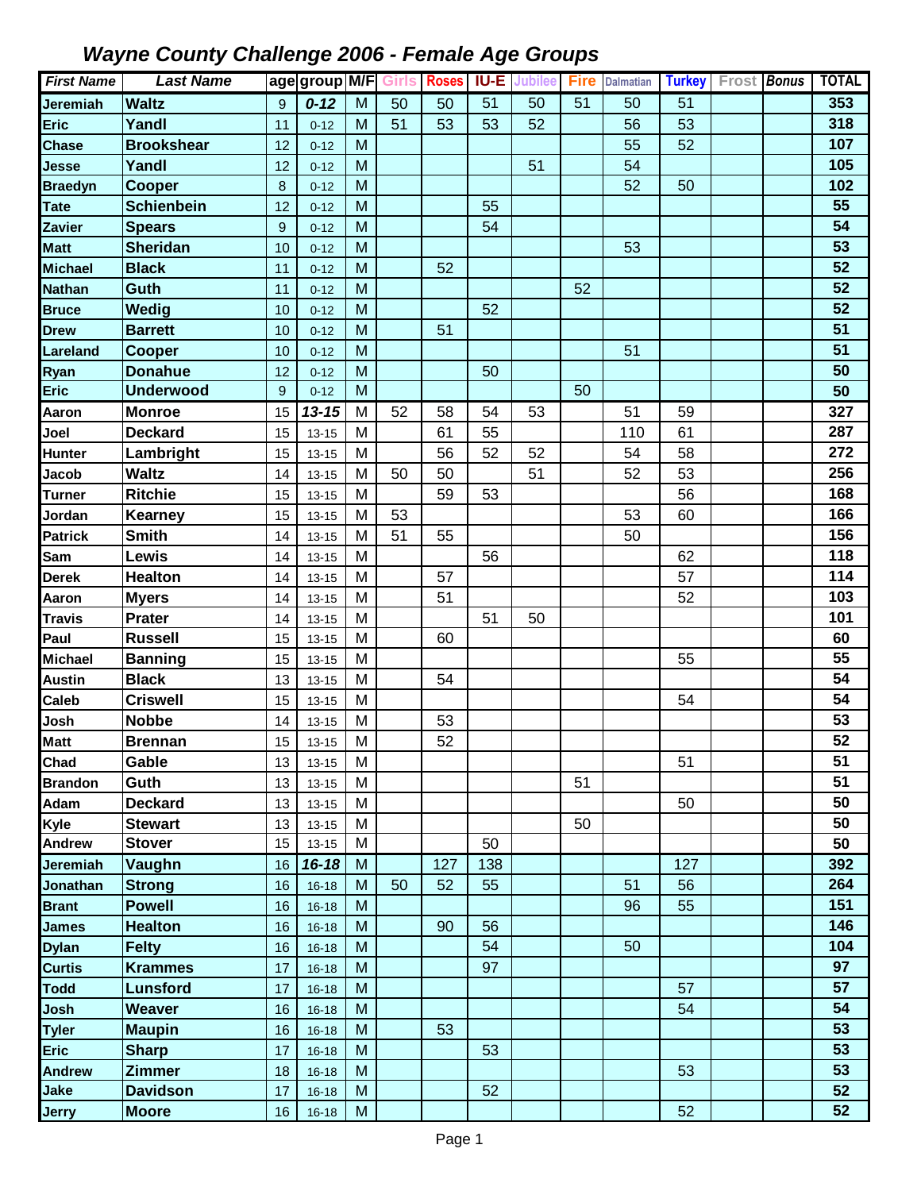# *Wayne County Challenge 2006 - Female Age Groups*

| *First Name* | *Last Name* | age | group | M/F | Girls | Roses | IU-E | Jubilee | Fire | Dalmatian | Turkey | Frost | *Bonus* | TOTAL |
|---|---|---|---|---|---|---|---|---|---|---|---|---|---|---|
| **Jeremiah** | **Waltz** | 9 | ***0-12*** | M | 50 | 50 | 51 | 50 | 51 | 50 | 51 | | | **353** |
| **Eric** | **Yandl** | 11 | 0-12 | M | 51 | 53 | 53 | 52 | | 56 | 53 | | | **318** |
| **Chase** | **Brookshear** | 12 | 0-12 | M | | | | | | 55 | 52 | | | **107** |
| **Jesse** | **Yandl** | 12 | 0-12 | M | | | | 51 | | 54 | | | | **105** |
| **Braedyn** | **Cooper** | 8 | 0-12 | M | | | | | | 52 | 50 | | | **102** |
| **Tate** | **Schienbein** | 12 | 0-12 | M | | | 55 | | | | | | | **55** |
| **Zavier** | **Spears** | 9 | 0-12 | M | | | 54 | | | | | | | **54** |
| **Matt** | **Sheridan** | 10 | 0-12 | M | | | | | | 53 | | | | **53** |
| **Michael** | **Black** | 11 | 0-12 | M | | 52 | | | | | | | | **52** |
| **Nathan** | **Guth** | 11 | 0-12 | M | | | | | 52 | | | | | **52** |
| **Bruce** | **Wedig** | 10 | 0-12 | M | | | 52 | | | | | | | **52** |
| **Drew** | **Barrett** | 10 | 0-12 | M | | 51 | | | | | | | | **51** |
| **Lareland** | **Cooper** | 10 | 0-12 | M | | | | | | 51 | | | | **51** |
| **Ryan** | **Donahue** | 12 | 0-12 | M | | | 50 | | | | | | | **50** |
| **Eric** | **Underwood** | 9 | 0-12 | M | | | | | 50 | | | | | **50** |
| **Aaron** | **Monroe** | 15 | ***13-15*** | M | 52 | 58 | 54 | 53 | | 51 | 59 | | | **327** |
| **Joel** | **Deckard** | 15 | 13-15 | M | | 61 | 55 | | | 110 | 61 | | | **287** |
| **Hunter** | **Lambright** | 15 | 13-15 | M | | 56 | 52 | 52 | | 54 | 58 | | | **272** |
| **Jacob** | **Waltz** | 14 | 13-15 | M | 50 | 50 | | 51 | | 52 | 53 | | | **256** |
| **Turner** | **Ritchie** | 15 | 13-15 | M | | 59 | 53 | | | | 56 | | | **168** |
| **Jordan** | **Kearney** | 15 | 13-15 | M | 53 | | | | | 53 | 60 | | | **166** |
| **Patrick** | **Smith** | 14 | 13-15 | M | 51 | 55 | | | | 50 | | | | **156** |
| **Sam** | **Lewis** | 14 | 13-15 | M | | | 56 | | | | 62 | | | **118** |
| **Derek** | **Healton** | 14 | 13-15 | M | | 57 | | | | | 57 | | | **114** |
| **Aaron** | **Myers** | 14 | 13-15 | M | | 51 | | | | | 52 | | | **103** |
| **Travis** | **Prater** | 14 | 13-15 | M | | | 51 | 50 | | | | | | **101** |
| **Paul** | **Russell** | 15 | 13-15 | M | | 60 | | | | | | | | **60** |
| **Michael** | **Banning** | 15 | 13-15 | M | | | | | | | 55 | | | **55** |
| **Austin** | **Black** | 13 | 13-15 | M | | 54 | | | | | | | | **54** |
| **Caleb** | **Criswell** | 15 | 13-15 | M | | | | | | | 54 | | | **54** |
| **Josh** | **Nobbe** | 14 | 13-15 | M | | 53 | | | | | | | | **53** |
| **Matt** | **Brennan** | 15 | 13-15 | M | | 52 | | | | | | | | **52** |
| **Chad** | **Gable** | 13 | 13-15 | M | | | | | | | 51 | | | **51** |
| **Brandon** | **Guth** | 13 | 13-15 | M | | | | | 51 | | | | | **51** |
| **Adam** | **Deckard** | 13 | 13-15 | M | | | | | | | 50 | | | **50** |
| **Kyle** | **Stewart** | 13 | 13-15 | M | | | | | 50 | | | | | **50** |
| **Andrew** | **Stover** | 15 | 13-15 | M | | | 50 | | | | | | | **50** |
| **Jeremiah** | **Vaughn** | 16 | ***16-18*** | M | | 127 | 138 | | | | 127 | | | **392** |
| **Jonathan** | **Strong** | 16 | 16-18 | M | 50 | 52 | 55 | | | 51 | 56 | | | **264** |
| **Brant** | **Powell** | 16 | 16-18 | M | | | | | | 96 | 55 | | | **151** |
| **James** | **Healton** | 16 | 16-18 | M | | 90 | 56 | | | | | | | **146** |
| **Dylan** | **Felty** | 16 | 16-18 | M | | | 54 | | | 50 | | | | **104** |
| **Curtis** | **Krammes** | 17 | 16-18 | M | | | 97 | | | | | | | **97** |
| **Todd** | **Lunsford** | 17 | 16-18 | M | | | | | | | 57 | | | **57** |
| **Josh** | **Weaver** | 16 | 16-18 | M | | | | | | | 54 | | | **54** |
| **Tyler** | **Maupin** | 16 | 16-18 | M | | 53 | | | | | | | | **53** |
| **Eric** | **Sharp** | 17 | 16-18 | M | | | 53 | | | | | | | **53** |
| **Andrew** | **Zimmer** | 18 | 16-18 | M | | | | | | | 53 | | | **53** |
| **Jake** | **Davidson** | 17 | 16-18 | M | | | 52 | | | | | | | **52** |
| **Jerry** | **Moore** | 16 | 16-18 | M | | | | | | | 52 | | | **52** |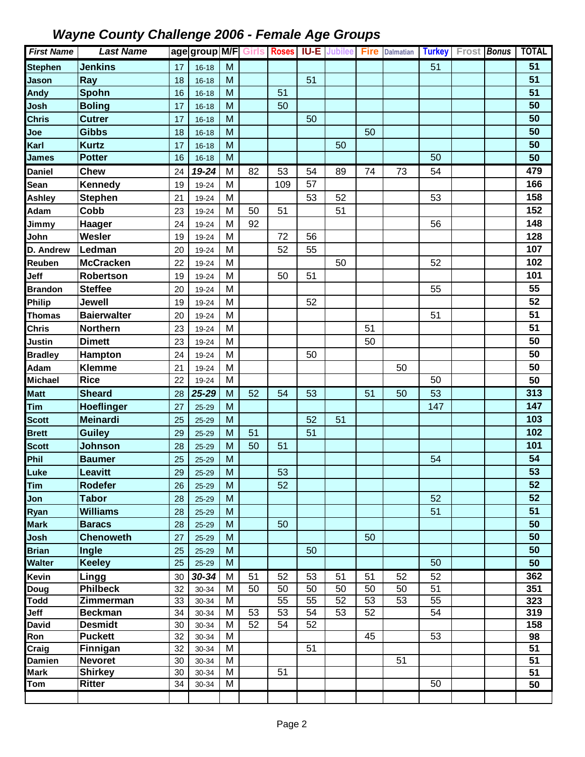# Wayne County Challenge 2006 - Female Age Groups

| First Name | Last Name | age | group | M/F | Girls | Roses | IU-E | Jubilee | Fire | Dalmatian | Turkey | Frost | Bonus | TOTAL |
|---|---|---|---|---|---|---|---|---|---|---|---|---|---|---|
| Stephen | Jenkins | 17 | 16-18 | M | | | | | | | 51 | | | 51 |
| Jason | Ray | 18 | 16-18 | M | | | 51 | | | | | | | 51 |
| Andy | Spohn | 16 | 16-18 | M | | 51 | | | | | | | | 51 |
| Josh | Boling | 17 | 16-18 | M | | 50 | | | | | | | | 50 |
| Chris | Cutrer | 17 | 16-18 | M | | | 50 | | | | | | | 50 |
| Joe | Gibbs | 18 | 16-18 | M | | | | | 50 | | | | | 50 |
| Karl | Kurtz | 17 | 16-18 | M | | | | 50 | | | | | | 50 |
| James | Potter | 16 | 16-18 | M | | | | | | | 50 | | | 50 |
| Daniel | Chew | 24 | 19-24 | M | 82 | 53 | 54 | 89 | 74 | 73 | 54 | | | 479 |
| Sean | Kennedy | 19 | 19-24 | M | | 109 | 57 | | | | | | | 166 |
| Ashley | Stephen | 21 | 19-24 | M | | | 53 | 52 | | | 53 | | | 158 |
| Adam | Cobb | 23 | 19-24 | M | 50 | 51 | | 51 | | | | | | 152 |
| Jimmy | Haager | 24 | 19-24 | M | 92 | | | | | | 56 | | | 148 |
| John | Wesler | 19 | 19-24 | M | | 72 | 56 | | | | | | | 128 |
| D. Andrew | Ledman | 20 | 19-24 | M | | 52 | 55 | | | | | | | 107 |
| Reuben | McCracken | 22 | 19-24 | M | | | | 50 | | | 52 | | | 102 |
| Jeff | Robertson | 19 | 19-24 | M | | 50 | 51 | | | | | | | 101 |
| Brandon | Steffee | 20 | 19-24 | M | | | | | | | 55 | | | 55 |
| Philip | Jewell | 19 | 19-24 | M | | | 52 | | | | | | | 52 |
| Thomas | Baierwalter | 20 | 19-24 | M | | | | | | | 51 | | | 51 |
| Chris | Northern | 23 | 19-24 | M | | | | | 51 | | | | | 51 |
| Justin | Dimett | 23 | 19-24 | M | | | | | 50 | | | | | 50 |
| Bradley | Hampton | 24 | 19-24 | M | | | 50 | | | | | | | 50 |
| Adam | Klemme | 21 | 19-24 | M | | | | | | 50 | | | | 50 |
| Michael | Rice | 22 | 19-24 | M | | | | | | | 50 | | | 50 |
| Matt | Sheard | 28 | 25-29 | M | 52 | 54 | 53 | | 51 | 50 | 53 | | | 313 |
| Tim | Hoeflinger | 27 | 25-29 | M | | | | | | | 147 | | | 147 |
| Scott | Meinardi | 25 | 25-29 | M | | | 52 | 51 | | | | | | 103 |
| Brett | Guiley | 29 | 25-29 | M | 51 | | 51 | | | | | | | 102 |
| Scott | Johnson | 28 | 25-29 | M | 50 | 51 | | | | | | | | 101 |
| Phil | Baumer | 25 | 25-29 | M | | | | | | | 54 | | | 54 |
| Luke | Leavitt | 29 | 25-29 | M | | 53 | | | | | | | | 53 |
| Tim | Rodefer | 26 | 25-29 | M | | 52 | | | | | | | | 52 |
| Jon | Tabor | 28 | 25-29 | M | | | | | | | 52 | | | 52 |
| Ryan | Williams | 28 | 25-29 | M | | | | | | | 51 | | | 51 |
| Mark | Baracs | 28 | 25-29 | M | | 50 | | | | | | | | 50 |
| Josh | Chenoweth | 27 | 25-29 | M | | | | | 50 | | | | | 50 |
| Brian | Ingle | 25 | 25-29 | M | | | 50 | | | | | | | 50 |
| Walter | Keeley | 25 | 25-29 | M | | | | | | | 50 | | | 50 |
| Kevin | Lingg | 30 | 30-34 | M | 51 | 52 | 53 | 51 | 51 | 52 | 52 | | | 362 |
| Doug | Philbeck | 32 | 30-34 | M | 50 | 50 | 50 | 50 | 50 | 50 | 51 | | | 351 |
| Todd | Zimmerman | 33 | 30-34 | M | | 55 | 55 | 52 | 53 | 53 | 55 | | | 323 |
| Jeff | Beckman | 34 | 30-34 | M | 53 | 53 | 54 | 53 | 52 | | 54 | | | 319 |
| David | Desmidt | 30 | 30-34 | M | 52 | 54 | 52 | | | | | | | 158 |
| Ron | Puckett | 32 | 30-34 | M | | | | | 45 | | 53 | | | 98 |
| Craig | Finnigan | 32 | 30-34 | M | | | 51 | | | | | | | 51 |
| Damien | Nevoret | 30 | 30-34 | M | | | | | | 51 | | | | 51 |
| Mark | Shirkey | 30 | 30-34 | M | | 51 | | | | | | | | 51 |
| Tom | Ritter | 34 | 30-34 | M | | | | | | | 50 | | | 50 |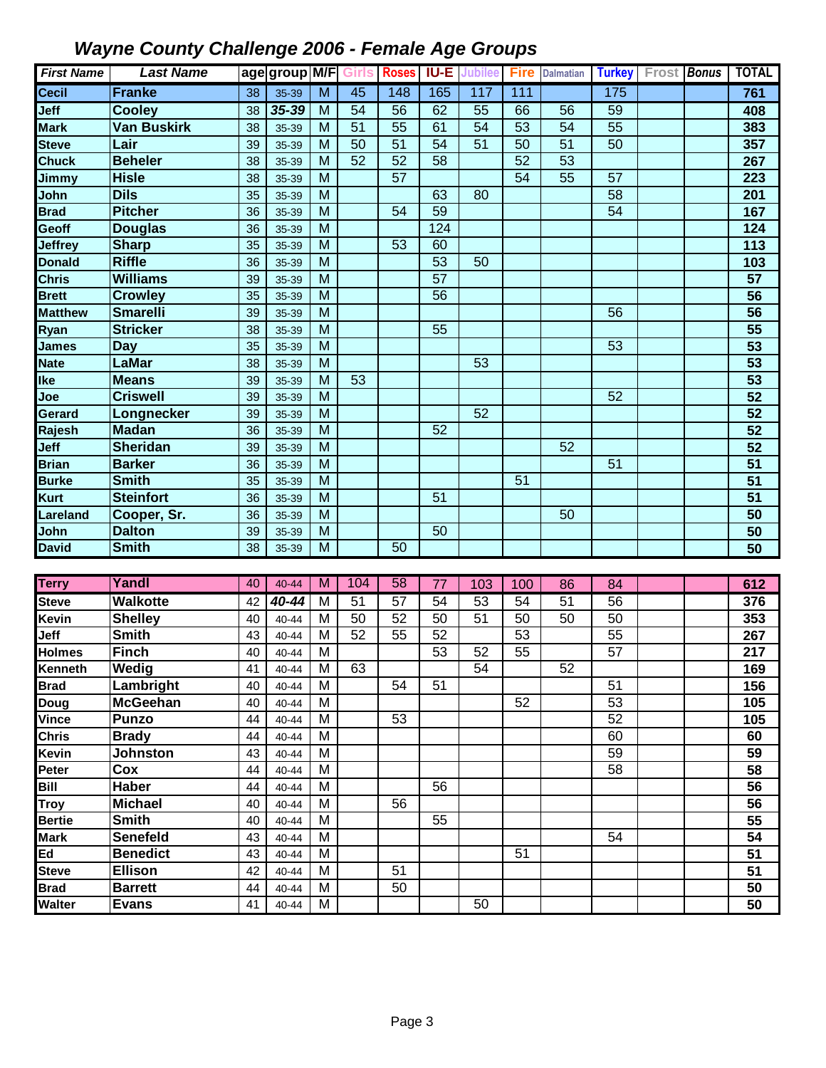# Wayne County Challenge 2006 - Female Age Groups

| First Name | Last Name | age | group | M/F | Girls | Roses | IU-E | Jubilee | Fire | Dalmatian | Turkey | Frost | Bonus | TOTAL |
|---|---|---|---|---|---|---|---|---|---|---|---|---|---|---|
| Cecil | Franke | 38 | 35-39 | M | 45 | 148 | 165 | 117 | 111 | | 175 | | | 761 |
| Jeff | Cooley | 38 | 35-39 | M | 54 | 56 | 62 | 55 | 66 | 56 | 59 | | | 408 |
| Mark | Van Buskirk | 38 | 35-39 | M | 51 | 55 | 61 | 54 | 53 | 54 | 55 | | | 383 |
| Steve | Lair | 39 | 35-39 | M | 50 | 51 | 54 | 51 | 50 | 51 | 50 | | | 357 |
| Chuck | Beheler | 38 | 35-39 | M | 52 | 52 | 58 | | 52 | 53 | | | | 267 |
| Jimmy | Hisle | 38 | 35-39 | M | | 57 | | | 54 | 55 | 57 | | | 223 |
| John | Dils | 35 | 35-39 | M | | | 63 | 80 | | | 58 | | | 201 |
| Brad | Pitcher | 36 | 35-39 | M | | 54 | 59 | | | | 54 | | | 167 |
| Geoff | Douglas | 36 | 35-39 | M | | | 124 | | | | | | | 124 |
| Jeffrey | Sharp | 35 | 35-39 | M | | 53 | 60 | | | | | | | 113 |
| Donald | Riffle | 36 | 35-39 | M | | | 53 | 50 | | | | | | 103 |
| Chris | Williams | 39 | 35-39 | M | | | 57 | | | | | | | 57 |
| Brett | Crowley | 35 | 35-39 | M | | | 56 | | | | | | | 56 |
| Matthew | Smarelli | 39 | 35-39 | M | | | | | | | 56 | | | 56 |
| Ryan | Stricker | 38 | 35-39 | M | | | 55 | | | | | | | 55 |
| James | Day | 35 | 35-39 | M | | | | | | | 53 | | | 53 |
| Nate | LaMar | 38 | 35-39 | M | | | | 53 | | | | | | 53 |
| Ike | Means | 39 | 35-39 | M | 53 | | | | | | | | | 53 |
| Joe | Criswell | 39 | 35-39 | M | | | | | | | 52 | | | 52 |
| Gerard | Longnecker | 39 | 35-39 | M | | | | 52 | | | | | | 52 |
| Rajesh | Madan | 36 | 35-39 | M | | | 52 | | | | | | | 52 |
| Jeff | Sheridan | 39 | 35-39 | M | | | | | | 52 | | | | 52 |
| Brian | Barker | 36 | 35-39 | M | | | | | | | 51 | | | 51 |
| Burke | Smith | 35 | 35-39 | M | | | | | 51 | | | | | 51 |
| Kurt | Steinfort | 36 | 35-39 | M | | | 51 | | | | | | | 51 |
| Lareland | Cooper, Sr. | 36 | 35-39 | M | | | | | | 50 | | | | 50 |
| John | Dalton | 39 | 35-39 | M | | | 50 | | | | | | | 50 |
| David | Smith | 38 | 35-39 | M | | 50 | | | | | | | | 50 |

| First Name | Last Name | age | group | M/F | Girls | Roses | IU-E | Jubilee | Fire | Dalmatian | Turkey | Frost | Bonus | TOTAL |
|---|---|---|---|---|---|---|---|---|---|---|---|---|---|---|
| Terry | Yandl | 40 | 40-44 | M | 104 | 58 | 77 | 103 | 100 | 86 | 84 | | | 612 |
| Steve | Walkotte | 42 | 40-44 | M | 51 | 57 | 54 | 53 | 54 | 51 | 56 | | | 376 |
| Kevin | Shelley | 40 | 40-44 | M | 50 | 52 | 50 | 51 | 50 | 50 | 50 | | | 353 |
| Jeff | Smith | 43 | 40-44 | M | 52 | 55 | 52 | | 53 | | 55 | | | 267 |
| Holmes | Finch | 40 | 40-44 | M | | | 53 | 52 | 55 | | 57 | | | 217 |
| Kenneth | Wedig | 41 | 40-44 | M | 63 | | | 54 | | 52 | | | | 169 |
| Brad | Lambright | 40 | 40-44 | M | | 54 | 51 | | | | 51 | | | 156 |
| Doug | McGeehan | 40 | 40-44 | M | | | | | 52 | | 53 | | | 105 |
| Vince | Punzo | 44 | 40-44 | M | | 53 | | | | | 52 | | | 105 |
| Chris | Brady | 44 | 40-44 | M | | | | | | | 60 | | | 60 |
| Kevin | Johnston | 43 | 40-44 | M | | | | | | | 59 | | | 59 |
| Peter | Cox | 44 | 40-44 | M | | | | | | | 58 | | | 58 |
| Bill | Haber | 44 | 40-44 | M | | | 56 | | | | | | | 56 |
| Troy | Michael | 40 | 40-44 | M | | 56 | | | | | | | | 56 |
| Bertie | Smith | 40 | 40-44 | M | | | 55 | | | | | | | 55 |
| Mark | Senefeld | 43 | 40-44 | M | | | | | | | 54 | | | 54 |
| Ed | Benedict | 43 | 40-44 | M | | | | | 51 | | | | | 51 |
| Steve | Ellison | 42 | 40-44 | M | | 51 | | | | | | | | 51 |
| Brad | Barrett | 44 | 40-44 | M | | 50 | | | | | | | | 50 |
| Walter | Evans | 41 | 40-44 | M | | | | 50 | | | | | | 50 |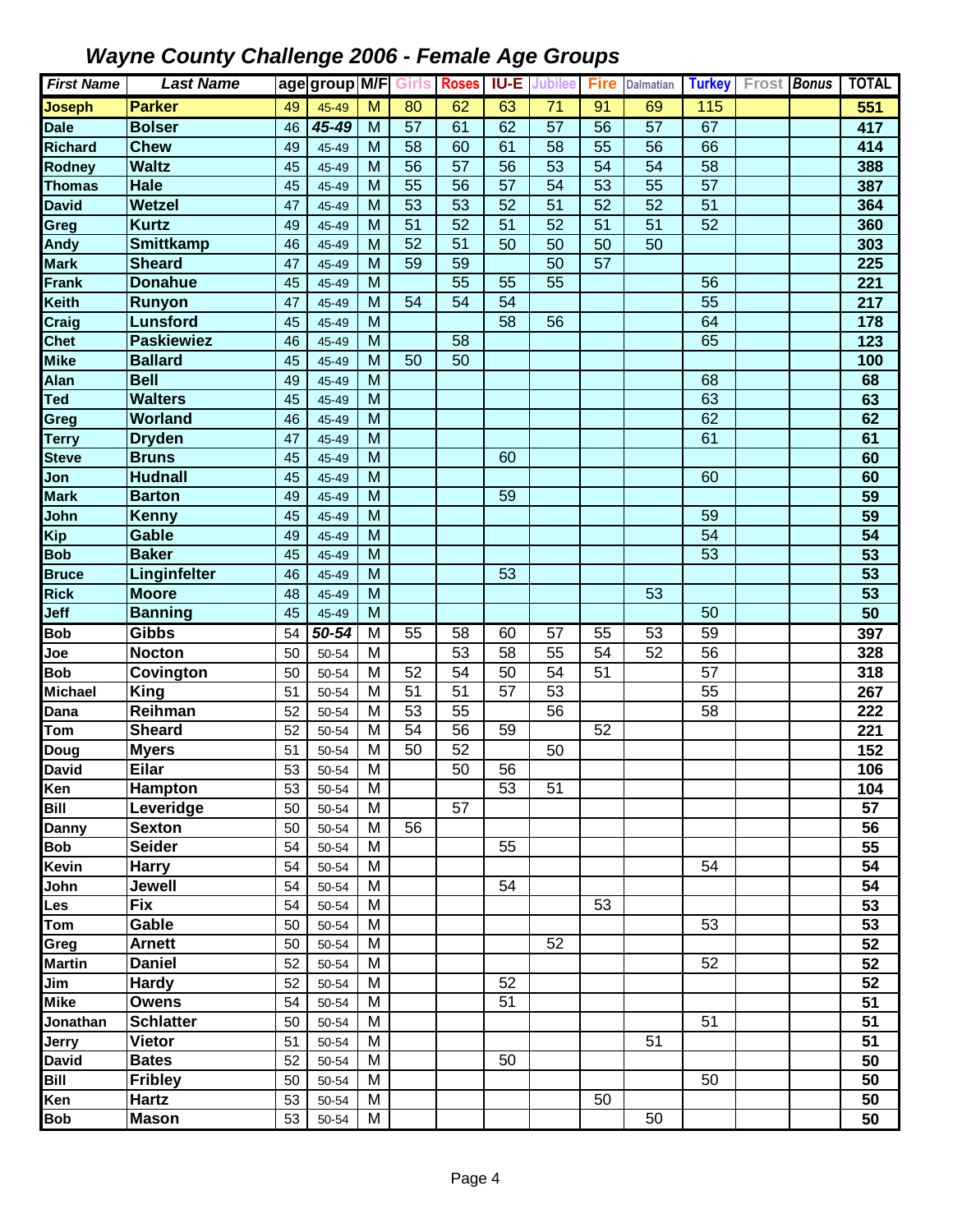# *Wayne County Challenge 2006 - Female Age Groups*

| *First Name* | *Last Name* | age | group | M/F | Girls | Roses | IU-E | Jubilee | Fire | Dalmatian | Turkey | Frost | *Bonus* | TOTAL |
|---|---|---|---|---|---|---|---|---|---|---|---|---|---|---|
| **Joseph** | **Parker** | 49 | 45-49 | M | 80 | 62 | 63 | 71 | 91 | 69 | 115 | | | **551** |
| **Dale** | **Bolser** | 46 | ***45-49*** | M | 57 | 61 | 62 | 57 | 56 | 57 | 67 | | | **417** |
| **Richard** | **Chew** | 49 | 45-49 | M | 58 | 60 | 61 | 58 | 55 | 56 | 66 | | | **414** |
| **Rodney** | **Waltz** | 45 | 45-49 | M | 56 | 57 | 56 | 53 | 54 | 54 | 58 | | | **388** |
| **Thomas** | **Hale** | 45 | 45-49 | M | 55 | 56 | 57 | 54 | 53 | 55 | 57 | | | **387** |
| **David** | **Wetzel** | 47 | 45-49 | M | 53 | 53 | 52 | 51 | 52 | 52 | 51 | | | **364** |
| **Greg** | **Kurtz** | 49 | 45-49 | M | 51 | 52 | 51 | 52 | 51 | 51 | 52 | | | **360** |
| **Andy** | **Smittkamp** | 46 | 45-49 | M | 52 | 51 | 50 | 50 | 50 | 50 | | | | **303** |
| **Mark** | **Sheard** | 47 | 45-49 | M | 59 | 59 | | 50 | 57 | | | | | **225** |
| **Frank** | **Donahue** | 45 | 45-49 | M | | 55 | 55 | 55 | | | 56 | | | **221** |
| **Keith** | **Runyon** | 47 | 45-49 | M | 54 | 54 | 54 | | | | 55 | | | **217** |
| **Craig** | **Lunsford** | 45 | 45-49 | M | | | 58 | 56 | | | 64 | | | **178** |
| **Chet** | **Paskiewiez** | 46 | 45-49 | M | | 58 | | | | | 65 | | | **123** |
| **Mike** | **Ballard** | 45 | 45-49 | M | 50 | 50 | | | | | | | | **100** |
| **Alan** | **Bell** | 49 | 45-49 | M | | | | | | | 68 | | | **68** |
| **Ted** | **Walters** | 45 | 45-49 | M | | | | | | | 63 | | | **63** |
| **Greg** | **Worland** | 46 | 45-49 | M | | | | | | | 62 | | | **62** |
| **Terry** | **Dryden** | 47 | 45-49 | M | | | | | | | 61 | | | **61** |
| **Steve** | **Bruns** | 45 | 45-49 | M | | | 60 | | | | | | | **60** |
| **Jon** | **Hudnall** | 45 | 45-49 | M | | | | | | | 60 | | | **60** |
| **Mark** | **Barton** | 49 | 45-49 | M | | | 59 | | | | | | | **59** |
| **John** | **Kenny** | 45 | 45-49 | M | | | | | | | 59 | | | **59** |
| **Kip** | **Gable** | 49 | 45-49 | M | | | | | | | 54 | | | **54** |
| **Bob** | **Baker** | 45 | 45-49 | M | | | | | | | 53 | | | **53** |
| **Bruce** | **Linginfelter** | 46 | 45-49 | M | | | 53 | | | | | | | **53** |
| **Rick** | **Moore** | 48 | 45-49 | M | | | | | | 53 | | | | **53** |
| **Jeff** | **Banning** | 45 | 45-49 | M | | | | | | | 50 | | | **50** |
| **Bob** | **Gibbs** | 54 | ***50-54*** | M | 55 | 58 | 60 | 57 | 55 | 53 | 59 | | | **397** |
| **Joe** | **Nocton** | 50 | 50-54 | M | | 53 | 58 | 55 | 54 | 52 | 56 | | | **328** |
| **Bob** | **Covington** | 50 | 50-54 | M | 52 | 54 | 50 | 54 | 51 | | 57 | | | **318** |
| **Michael** | **King** | 51 | 50-54 | M | 51 | 51 | 57 | 53 | | | 55 | | | **267** |
| **Dana** | **Reihman** | 52 | 50-54 | M | 53 | 55 | | 56 | | | 58 | | | **222** |
| **Tom** | **Sheard** | 52 | 50-54 | M | 54 | 56 | 59 | | 52 | | | | | **221** |
| **Doug** | **Myers** | 51 | 50-54 | M | 50 | 52 | | 50 | | | | | | **152** |
| **David** | **Eilar** | 53 | 50-54 | M | | 50 | 56 | | | | | | | **106** |
| **Ken** | **Hampton** | 53 | 50-54 | M | | | 53 | 51 | | | | | | **104** |
| **Bill** | **Leveridge** | 50 | 50-54 | M | | 57 | | | | | | | | **57** |
| **Danny** | **Sexton** | 50 | 50-54 | M | 56 | | | | | | | | | **56** |
| **Bob** | **Seider** | 54 | 50-54 | M | | | 55 | | | | | | | **55** |
| **Kevin** | **Harry** | 54 | 50-54 | M | | | | | | | 54 | | | **54** |
| **John** | **Jewell** | 54 | 50-54 | M | | | 54 | | | | | | | **54** |
| **Les** | **Fix** | 54 | 50-54 | M | | | | | 53 | | | | | **53** |
| **Tom** | **Gable** | 50 | 50-54 | M | | | | | | | 53 | | | **53** |
| **Greg** | **Arnett** | 50 | 50-54 | M | | | | 52 | | | | | | **52** |
| **Martin** | **Daniel** | 52 | 50-54 | M | | | | | | | 52 | | | **52** |
| **Jim** | **Hardy** | 52 | 50-54 | M | | | 52 | | | | | | | **52** |
| **Mike** | **Owens** | 54 | 50-54 | M | | | 51 | | | | | | | **51** |
| **Jonathan** | **Schlatter** | 50 | 50-54 | M | | | | | | | 51 | | | **51** |
| **Jerry** | **Vietor** | 51 | 50-54 | M | | | | | | 51 | | | | **51** |
| **David** | **Bates** | 52 | 50-54 | M | | | 50 | | | | | | | **50** |
| **Bill** | **Fribley** | 50 | 50-54 | M | | | | | | | 50 | | | **50** |
| **Ken** | **Hartz** | 53 | 50-54 | M | | | | | 50 | | | | | **50** |
| **Bob** | **Mason** | 53 | 50-54 | M | | | | | | 50 | | | | **50** |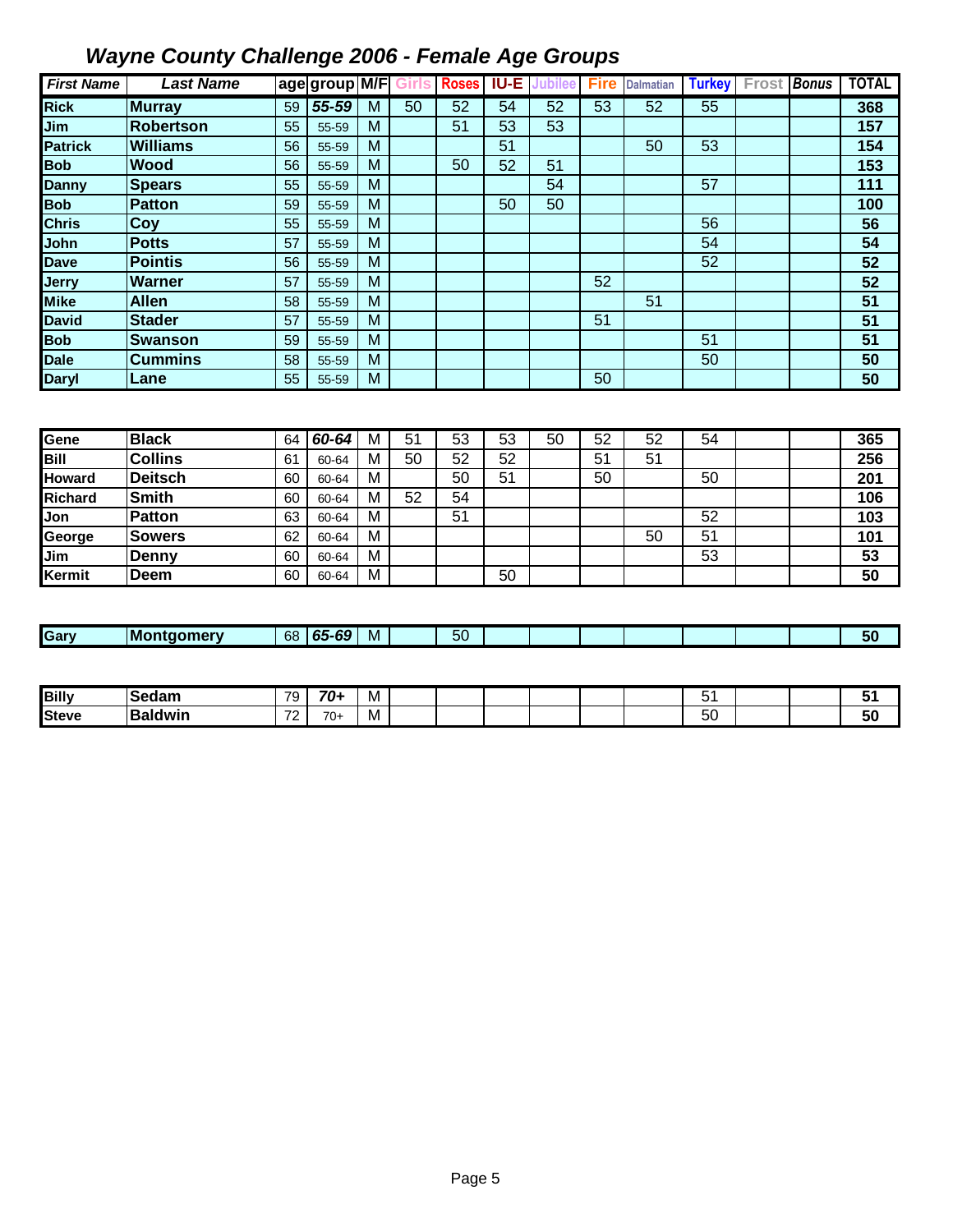# Wayne County Challenge 2006 - Female Age Groups

| First Name | Last Name | age | group | M/F | Girls | Roses | IU-E | Jubilee | Fire | Dalmatian | Turkey | Frost | Bonus | TOTAL |
|---|---|---|---|---|---|---|---|---|---|---|---|---|---|---|
| Rick | Murray | 59 | 55-59 | M | 50 | 52 | 54 | 52 | 53 | 52 | 55 | | | 368 |
| Jim | Robertson | 55 | 55-59 | M | | 51 | 53 | 53 | | | | | | 157 |
| Patrick | Williams | 56 | 55-59 | M | | | 51 | | | 50 | 53 | | | 154 |
| Bob | Wood | 56 | 55-59 | M | | 50 | 52 | 51 | | | | | | 153 |
| Danny | Spears | 55 | 55-59 | M | | | | 54 | | | 57 | | | 111 |
| Bob | Patton | 59 | 55-59 | M | | | 50 | 50 | | | | | | 100 |
| Chris | Coy | 55 | 55-59 | M | | | | | | | 56 | | | 56 |
| John | Potts | 57 | 55-59 | M | | | | | | | 54 | | | 54 |
| Dave | Pointis | 56 | 55-59 | M | | | | | | | 52 | | | 52 |
| Jerry | Warner | 57 | 55-59 | M | | | | | 52 | | | | | 52 |
| Mike | Allen | 58 | 55-59 | M | | | | | | 51 | | | | 51 |
| David | Stader | 57 | 55-59 | M | | | | | 51 | | | | | 51 |
| Bob | Swanson | 59 | 55-59 | M | | | | | | | 51 | | | 51 |
| Dale | Cummins | 58 | 55-59 | M | | | | | | | 50 | | | 50 |
| Daryl | Lane | 55 | 55-59 | M | | | | | 50 | | | | | 50 |
| | | | | | | | | | | | | | | |
| Gene | Black | 64 | 60-64 | M | 51 | 53 | 53 | 50 | 52 | 52 | 54 | | | 365 |
| Bill | Collins | 61 | 60-64 | M | 50 | 52 | 52 | | 51 | 51 | | | | 256 |
| Howard | Deitsch | 60 | 60-64 | M | | 50 | 51 | | 50 | | 50 | | | 201 |
| Richard | Smith | 60 | 60-64 | M | 52 | 54 | | | | | | | | 106 |
| Jon | Patton | 63 | 60-64 | M | | 51 | | | | | 52 | | | 103 |
| George | Sowers | 62 | 60-64 | M | | | | | | 50 | 51 | | | 101 |
| Jim | Denny | 60 | 60-64 | M | | | | | | | 53 | | | 53 |
| Kermit | Deem | 60 | 60-64 | M | | | 50 | | | | | | | 50 |
| | | | | | | | | | | | | | | |
| Gary | Montgomery | 68 | 65-69 | M | | 50 | | | | | | | | 50 |
| | | | | | | | | | | | | | | |
| Billy | Sedam | 79 | 70+ | M | | | | | | | 51 | | | 51 |
| Steve | Baldwin | 72 | 70+ | M | | | | | | | 50 | | | 50 |